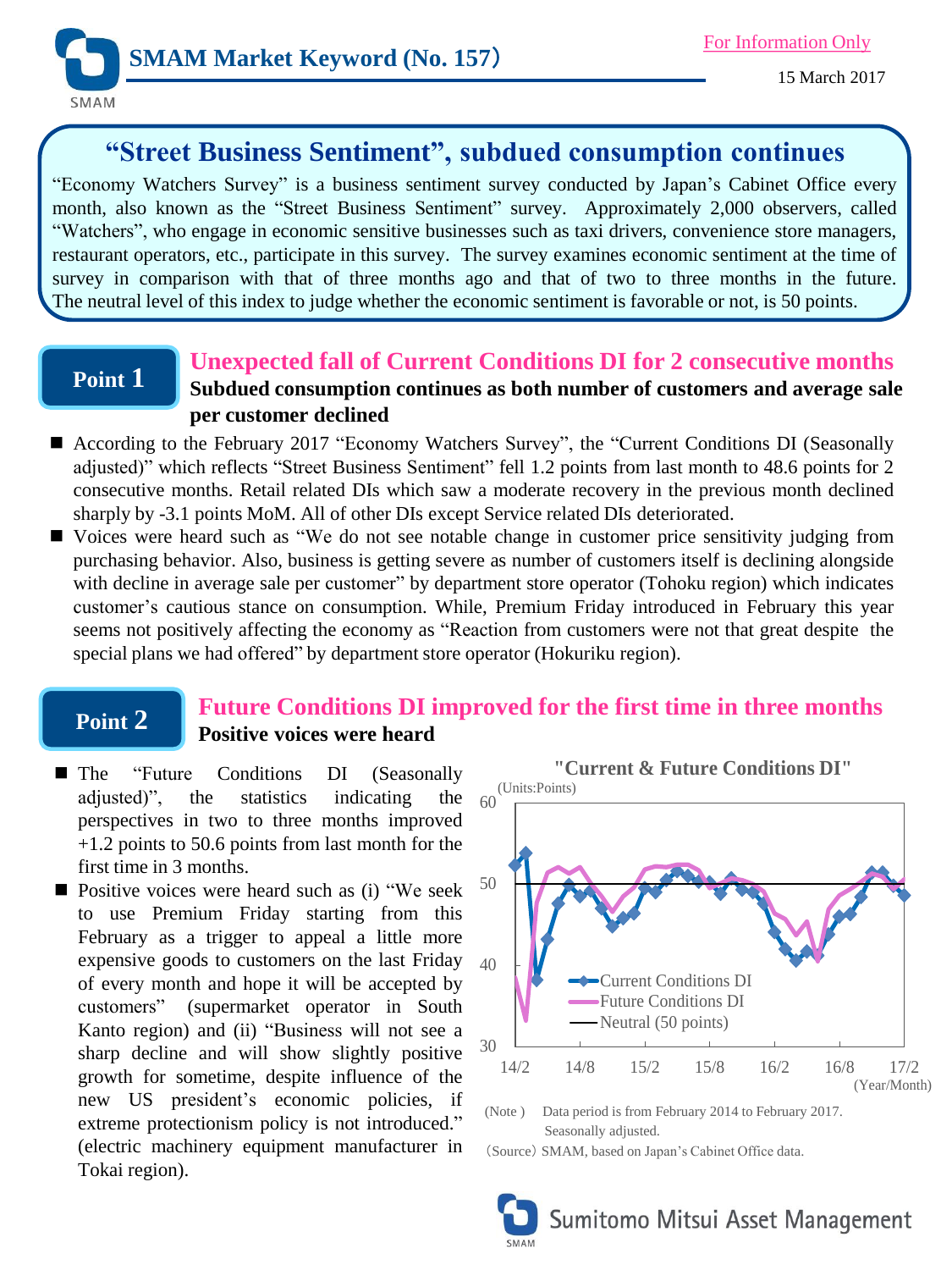# SMAM Market Keyword (No. 157)

For Information Only

15 March 2017

## "Street Business Sentiment", subdued consumption continues

"Economy Watchers Survey" is a business sentiment survey conducted by Japan's Cabinet Office every month, also known as the "Street Business Sentiment" survey. Approximately 2,000 observers, called "Watchers", who engage in economic sensitive businesses such as taxi drivers, convenience store managers, restaurant operators, etc., participate in this survey. The survey examines economic sentiment at the time of survey in comparison with that of three months ago and that of two to three months in the future. The neutral level of this index to judge whether the economic sentiment is favorable or not, is 50 points.

## Point 1

### Unexpected fall of Current Conditions DI for 2 consecutive months

**Subdued consumption continues as both number of customers and average sale per customer declined**

- According to the February 2017 "Economy Watchers Survey", the "Current Conditions DI (Seasonally adjusted)" which reflects "Street Business Sentiment" fell 1.2 points from last month to 48.6 points for 2 consecutive months. Retail related DIs which saw a moderate recovery in the previous month declined sharply by -3.1 points MoM. All of other DIs except Service related DIs deteriorated.
- Voices were heard such as "We do not see notable change in customer price sensitivity judging from purchasing behavior. Also, business is getting severe as number of customers itself is declining alongside with decline in average sale per customer" by department store operator (Tohoku region) which indicates customer's cautious stance on consumption. While, Premium Friday introduced in February this year seems not positively affecting the economy as "Reaction from customers were not that great despite the special plans we had offered" by department store operator (Hokuriku region).

## Point 2

### Future Conditions DI improved for the first time in three months

**Positive voices were heard**

- The "Future Conditions DI (Seasonally adjusted)", the statistics indicating the perspectives in two to three months improved +1.2 points to 50.6 points from last month for the first time in 3 months.
- Positive voices were heard such as (i) "We seek to use Premium Friday starting from this February as a trigger to appeal a little more expensive goods to customers on the last Friday of every month and hope it will be accepted by customers" (supermarket operator in South Kanto region) and (ii) "Business will not see a sharp decline and will show slightly positive growth for sometime, despite influence of the new US president's economic policies, if extreme protectionism policy is not introduced." (electric machinery equipment manufacturer in Tokai region).

**"Current & Future Conditions DI"**

(Units:Points)

Legend: Current Conditions DI; Future Conditions DI; Neutral (50 points)

Y-axis: 30, 40, 50, 60. X-axis (Year/Month): 14/2, 14/8, 15/2, 15/8, 16/2, 16/8, 17/2

(Note) Data period is from February 2014 to February 2017. Seasonally adjusted.

(Source) SMAM, based on Japan's Cabinet Office data.

Sumitomo Mitsui Asset Management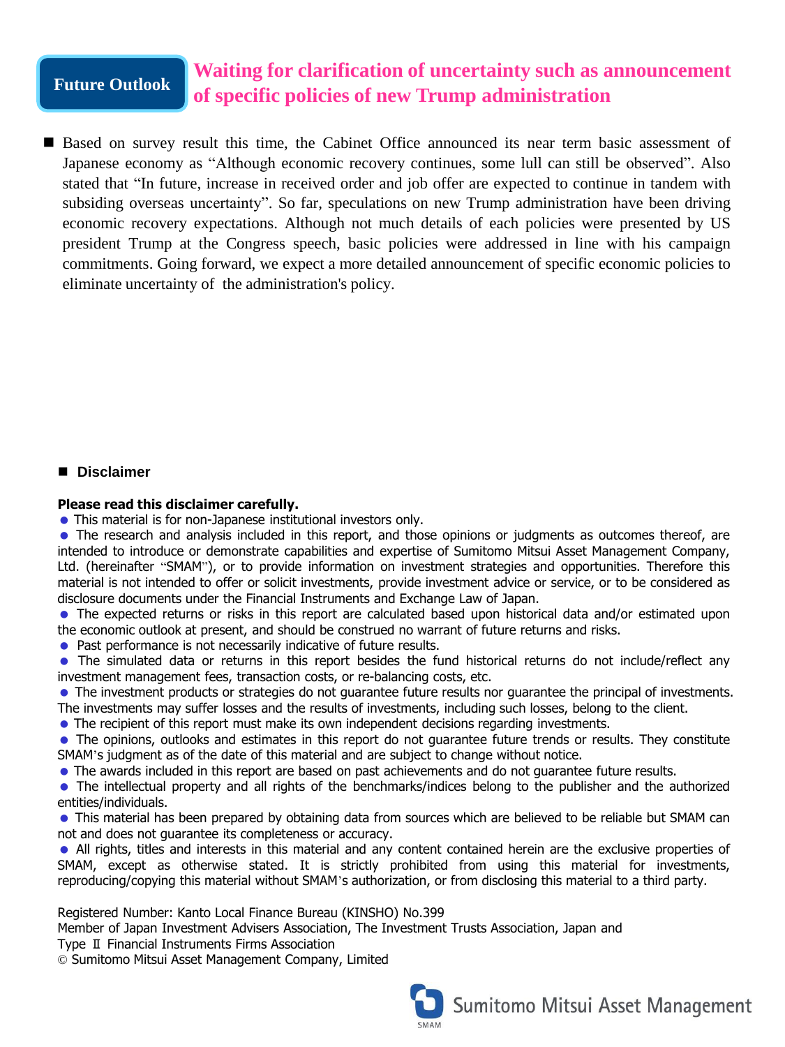## Future Outlook

## Waiting for clarification of uncertainty such as announcement of specific policies of new Trump administration

- Based on survey result this time, the Cabinet Office announced its near term basic assessment of Japanese economy as "Although economic recovery continues, some lull can still be observed". Also stated that "In future, increase in received order and job offer are expected to continue in tandem with subsiding overseas uncertainty". So far, speculations on new Trump administration have been driving economic recovery expectations. Although not much details of each policies were presented by US president Trump at the Congress speech, basic policies were addressed in line with his campaign commitments. Going forward, we expect a more detailed announcement of specific economic policies to eliminate uncertainty of the administration's policy.

### Disclaimer

**Please read this disclaimer carefully.**

- This material is for non-Japanese institutional investors only.
- The research and analysis included in this report, and those opinions or judgments as outcomes thereof, are intended to introduce or demonstrate capabilities and expertise of Sumitomo Mitsui Asset Management Company, Ltd. (hereinafter "SMAM"), or to provide information on investment strategies and opportunities. Therefore this material is not intended to offer or solicit investments, provide investment advice or service, or to be considered as disclosure documents under the Financial Instruments and Exchange Law of Japan.
- The expected returns or risks in this report are calculated based upon historical data and/or estimated upon the economic outlook at present, and should be construed no warrant of future returns and risks.
- Past performance is not necessarily indicative of future results.
- The simulated data or returns in this report besides the fund historical returns do not include/reflect any investment management fees, transaction costs, or re-balancing costs, etc.
- The investment products or strategies do not guarantee future results nor guarantee the principal of investments. The investments may suffer losses and the results of investments, including such losses, belong to the client.
- The recipient of this report must make its own independent decisions regarding investments.
- The opinions, outlooks and estimates in this report do not guarantee future trends or results. They constitute SMAM's judgment as of the date of this material and are subject to change without notice.
- The awards included in this report are based on past achievements and do not guarantee future results.
- The intellectual property and all rights of the benchmarks/indices belong to the publisher and the authorized entities/individuals.
- This material has been prepared by obtaining data from sources which are believed to be reliable but SMAM can not and does not guarantee its completeness or accuracy.
- All rights, titles and interests in this material and any content contained herein are the exclusive properties of SMAM, except as otherwise stated. It is strictly prohibited from using this material for investments, reproducing/copying this material without SMAM's authorization, or from disclosing this material to a third party.

Registered Number: Kanto Local Finance Bureau (KINSHO) No.399
Member of Japan Investment Advisers Association, The Investment Trusts Association, Japan and Type Ⅱ Financial Instruments Firms Association
© Sumitomo Mitsui Asset Management Company, Limited

Sumitomo Mitsui Asset Management